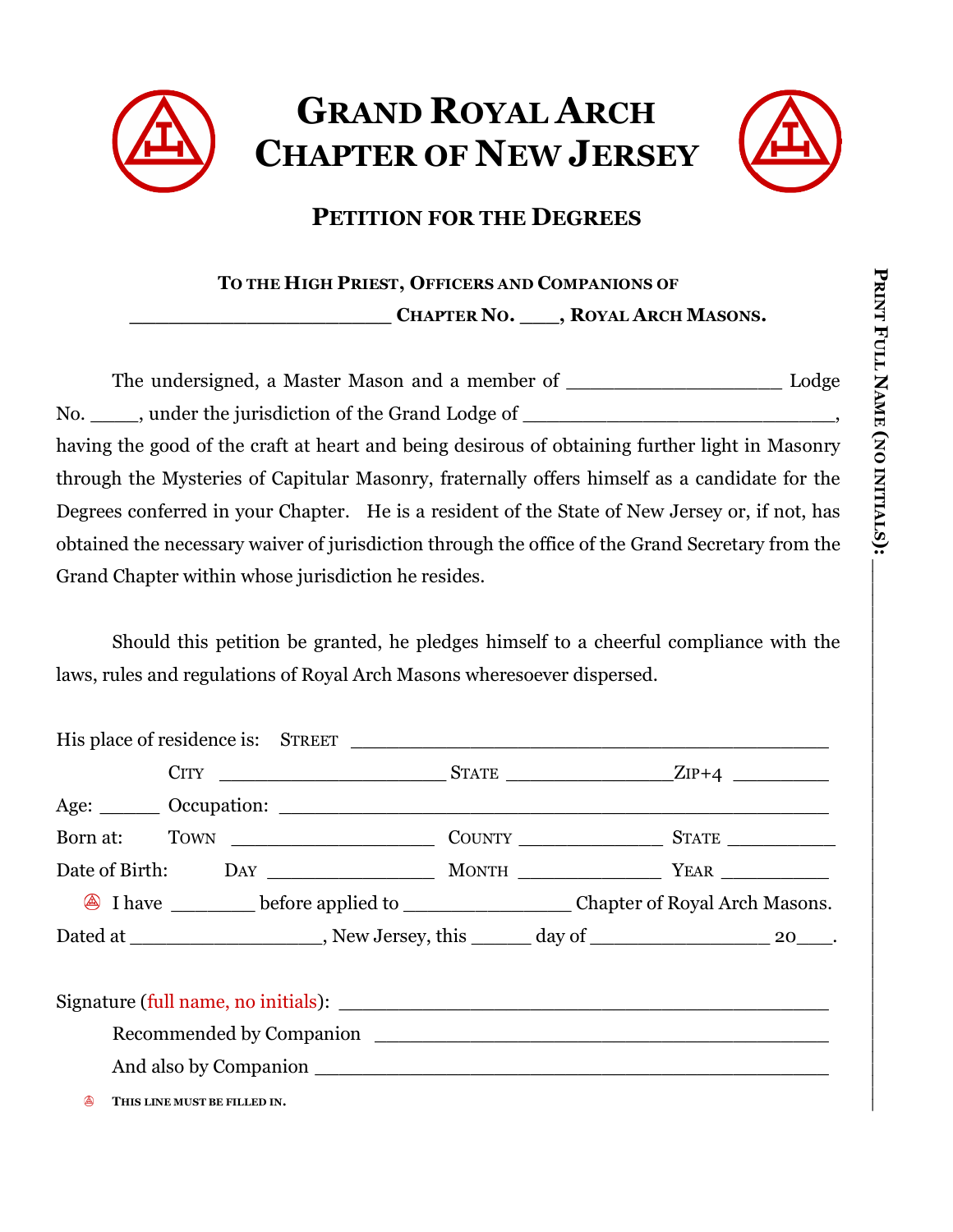# GRAND ROYAL ARCH CHAPTER OF NEW JERSEY

## PETITION FOR THE DEGREES

**TO THE HIGH PRIEST, OFFICERS AND COMPANIONS OF**
**______________________ CHAPTER NO. ___, ROYAL ARCH MASONS.**

The undersigned, a Master Mason and a member of __________________ Lodge No. ____, under the jurisdiction of the Grand Lodge of _________________________, having the good of the craft at heart and being desirous of obtaining further light in Masonry through the Mysteries of Capitular Masonry, fraternally offers himself as a candidate for the Degrees conferred in your Chapter. He is a resident of the State of New Jersey or, if not, has obtained the necessary waiver of jurisdiction through the office of the Grand Secretary from the Grand Chapter within whose jurisdiction he resides.

Should this petition be granted, he pledges himself to a cheerful compliance with the laws, rules and regulations of Royal Arch Masons wheresoever dispersed.

His place of residence is: STREET ________________________________________

CITY ____________________ STATE ______________ ZIP+4 _________

Age: ______ Occupation: ______________________________________________

Born at: TOWN __________________ COUNTY ______________ STATE __________

Date of Birth: DAY _______________ MONTH _____________ YEAR __________

⚠ I have ________ before applied to _______________ Chapter of Royal Arch Masons.

Dated at _________________, New Jersey, this ______ day of _______________ 20___.

Signature (full name, no initials): ________________________________________

Recommended by Companion ________________________________________

And also by Companion ___________________________________________

⚠ **THIS LINE MUST BE FILLED IN.**

**PRINT FULL NAME (NO INITIALS):** ________________________________________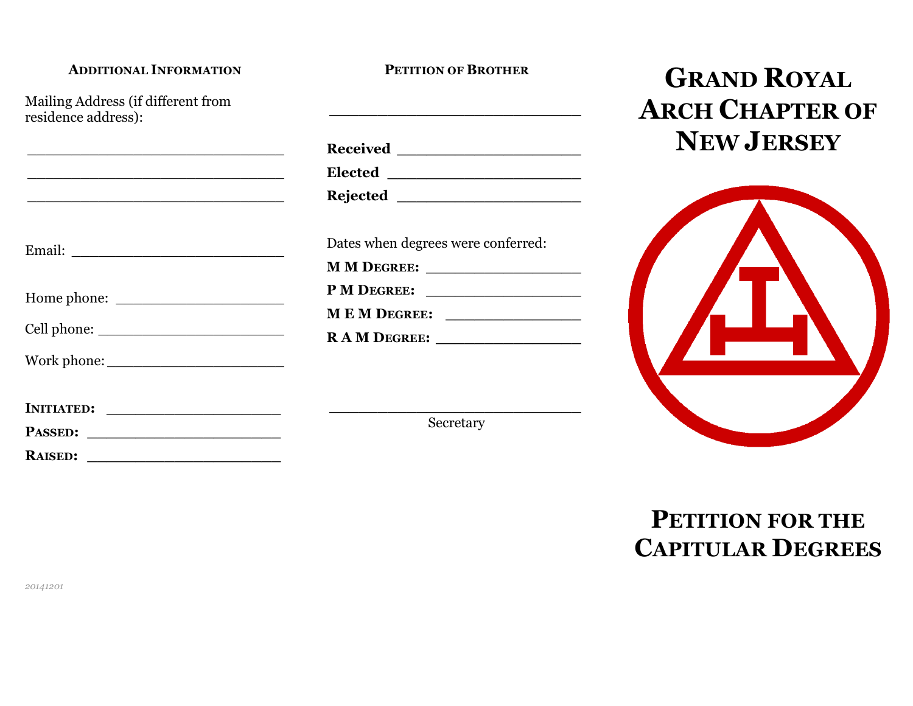### Additional Information

Mailing Address (if different from residence address):

\_\_\_\_\_\_\_\_\_\_\_\_\_\_\_\_\_\_\_\_\_\_\_\_\_\_\_\_\_\_

\_\_\_\_\_\_\_\_\_\_\_\_\_\_\_\_\_\_\_\_\_\_\_\_\_\_\_\_\_\_

\_\_\_\_\_\_\_\_\_\_\_\_\_\_\_\_\_\_\_\_\_\_\_\_\_\_\_\_\_\_

Email: \_\_\_\_\_\_\_\_\_\_\_\_\_\_\_\_\_\_\_\_\_\_\_\_\_

Home phone: \_\_\_\_\_\_\_\_\_\_\_\_\_\_\_\_\_\_\_\_

Cell phone: \_\_\_\_\_\_\_\_\_\_\_\_\_\_\_\_\_\_\_\_\_\_

Work phone: \_\_\_\_\_\_\_\_\_\_\_\_\_\_\_\_\_\_\_\_\_

**Initiated:** \_\_\_\_\_\_\_\_\_\_\_\_\_\_\_\_\_\_\_\_

**Passed:** \_\_\_\_\_\_\_\_\_\_\_\_\_\_\_\_\_\_\_\_\_\_

**Raised:** \_\_\_\_\_\_\_\_\_\_\_\_\_\_\_\_\_\_\_\_\_\_

*20141201*

### Petition of Brother

\_\_\_\_\_\_\_\_\_\_\_\_\_\_\_\_\_\_\_\_\_\_\_\_\_\_\_\_\_\_

**Received** \_\_\_\_\_\_\_\_\_\_\_\_\_\_\_\_\_\_\_\_\_

**Elected** \_\_\_\_\_\_\_\_\_\_\_\_\_\_\_\_\_\_\_\_\_\_

**Rejected** \_\_\_\_\_\_\_\_\_\_\_\_\_\_\_\_\_\_\_\_\_

Dates when degrees were conferred:

**M M Degree:** \_\_\_\_\_\_\_\_\_\_\_\_\_\_\_\_\_\_

**P M Degree:** \_\_\_\_\_\_\_\_\_\_\_\_\_\_\_\_\_\_

**M E M Degree:** \_\_\_\_\_\_\_\_\_\_\_\_\_\_\_\_

**R A M Degree:** \_\_\_\_\_\_\_\_\_\_\_\_\_\_\_\_\_

\_\_\_\_\_\_\_\_\_\_\_\_\_\_\_\_\_\_\_\_\_\_\_\_\_\_\_\_\_\_

Secretary

# Grand Royal Arch Chapter of New Jersey

# Petition for the Capitular Degrees